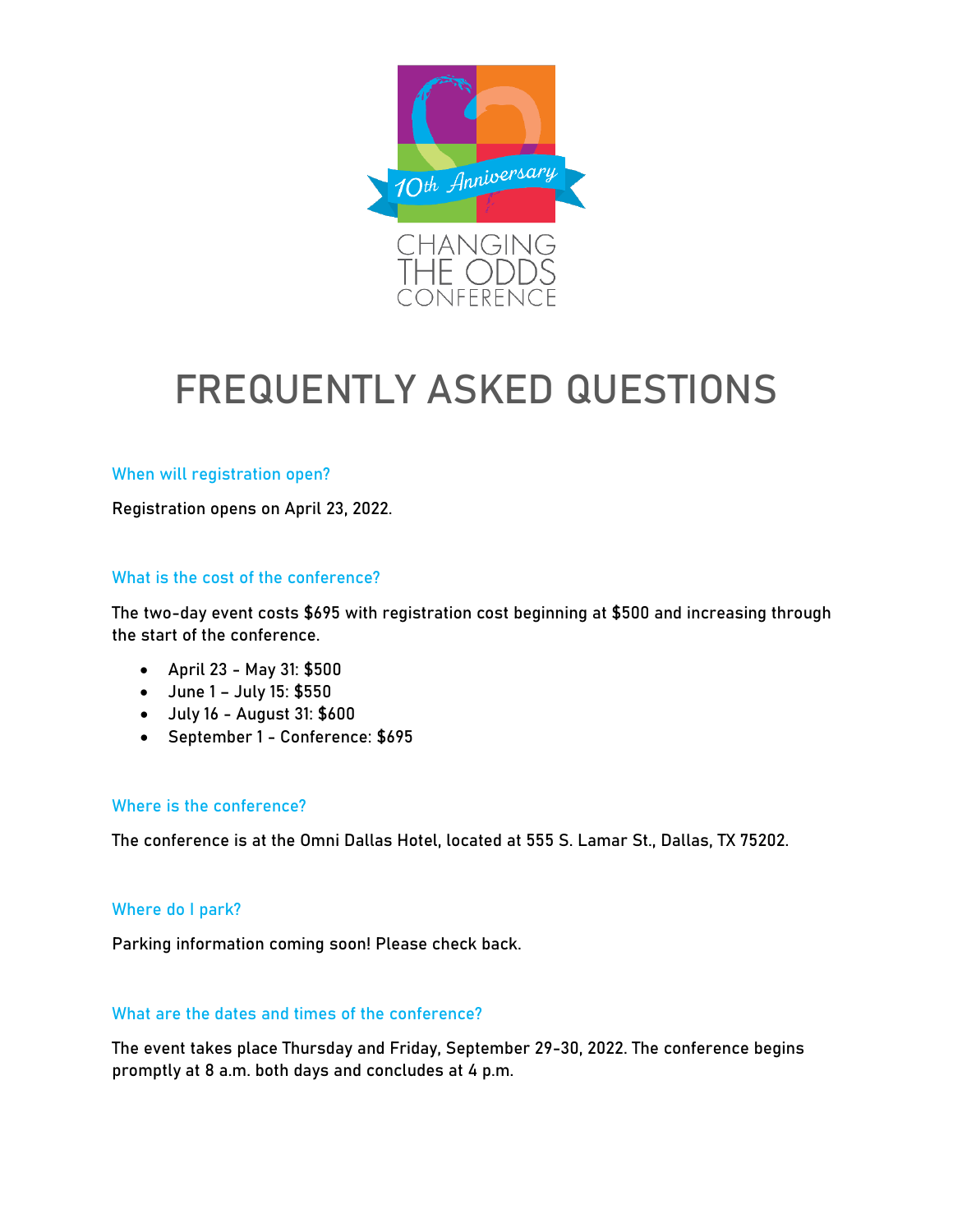10th Anniversary

CHANGING THE ODDS CONFERENCE

# FREQUENTLY ASKED QUESTIONS

### When will registration open?

Registration opens on April 23, 2022.

### What is the cost of the conference?

The two-day event costs $695 with registration cost beginning at $500 and increasing through the start of the conference.

- April 23 - May 31: $500
- June 1 – July 15: $550
- July 16 - August 31: $600
- September 1 - Conference: $695

### Where is the conference?

The conference is at the Omni Dallas Hotel, located at 555 S. Lamar St., Dallas, TX 75202.

### Where do I park?

Parking information coming soon! Please check back.

### What are the dates and times of the conference?

The event takes place Thursday and Friday, September 29-30, 2022. The conference begins promptly at 8 a.m. both days and concludes at 4 p.m.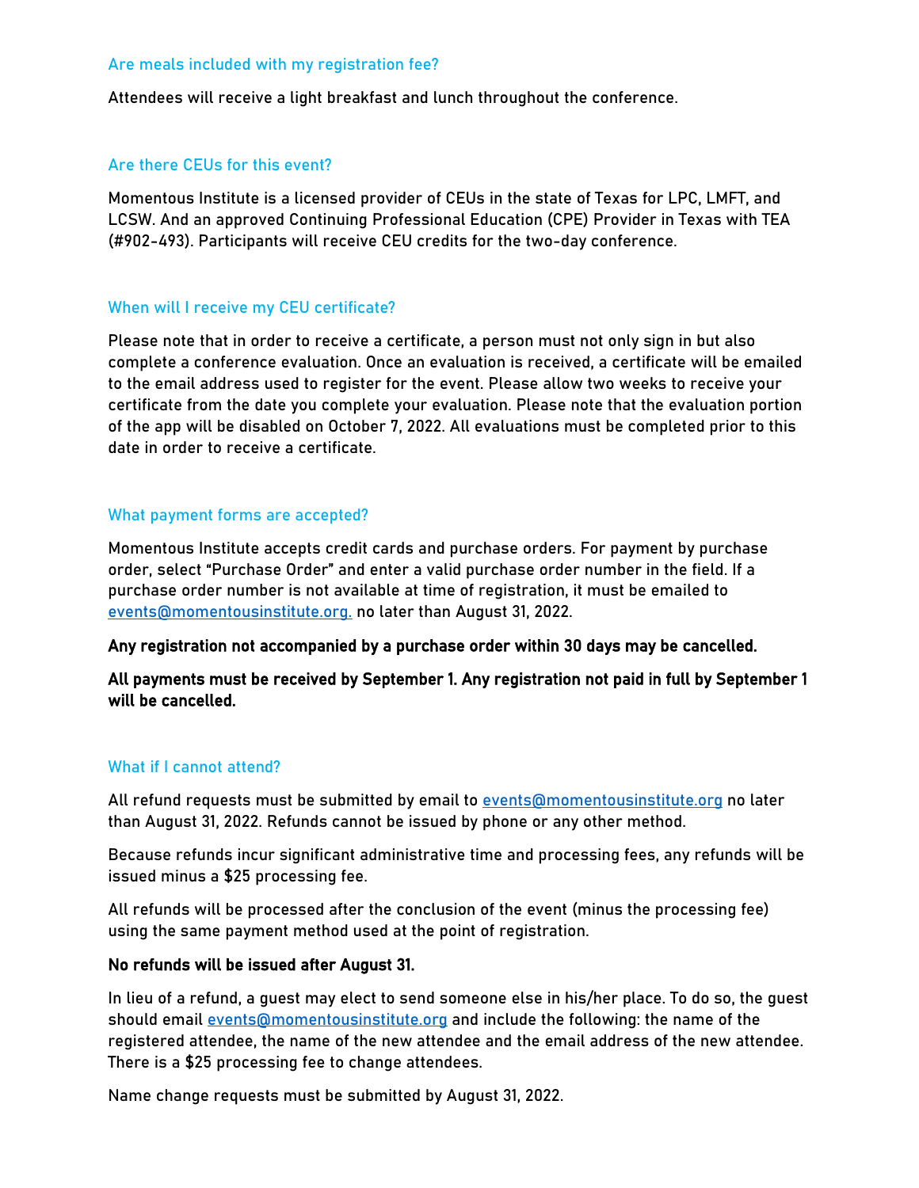### Are meals included with my registration fee?

Attendees will receive a light breakfast and lunch throughout the conference.

### Are there CEUs for this event?

Momentous Institute is a licensed provider of CEUs in the state of Texas for LPC, LMFT, and LCSW. And an approved Continuing Professional Education (CPE) Provider in Texas with TEA (#902-493). Participants will receive CEU credits for the two-day conference.

### When will I receive my CEU certificate?

Please note that in order to receive a certificate, a person must not only sign in but also complete a conference evaluation. Once an evaluation is received, a certificate will be emailed to the email address used to register for the event. Please allow two weeks to receive your certificate from the date you complete your evaluation. Please note that the evaluation portion of the app will be disabled on October 7, 2022. All evaluations must be completed prior to this date in order to receive a certificate.

### What payment forms are accepted?

Momentous Institute accepts credit cards and purchase orders. For payment by purchase order, select "Purchase Order" and enter a valid purchase order number in the field. If a purchase order number is not available at time of registration, it must be emailed to events@momentousinstitute.org. no later than August 31, 2022.

**Any registration not accompanied by a purchase order within 30 days may be cancelled.**

**All payments must be received by September 1. Any registration not paid in full by September 1 will be cancelled.**

### What if I cannot attend?

All refund requests must be submitted by email to events@momentousinstitute.org no later than August 31, 2022. Refunds cannot be issued by phone or any other method.

Because refunds incur significant administrative time and processing fees, any refunds will be issued minus a $25 processing fee.

All refunds will be processed after the conclusion of the event (minus the processing fee) using the same payment method used at the point of registration.

**No refunds will be issued after August 31.**

In lieu of a refund, a guest may elect to send someone else in his/her place. To do so, the guest should email events@momentousinstitute.org and include the following: the name of the registered attendee, the name of the new attendee and the email address of the new attendee. There is a $25 processing fee to change attendees.

Name change requests must be submitted by August 31, 2022.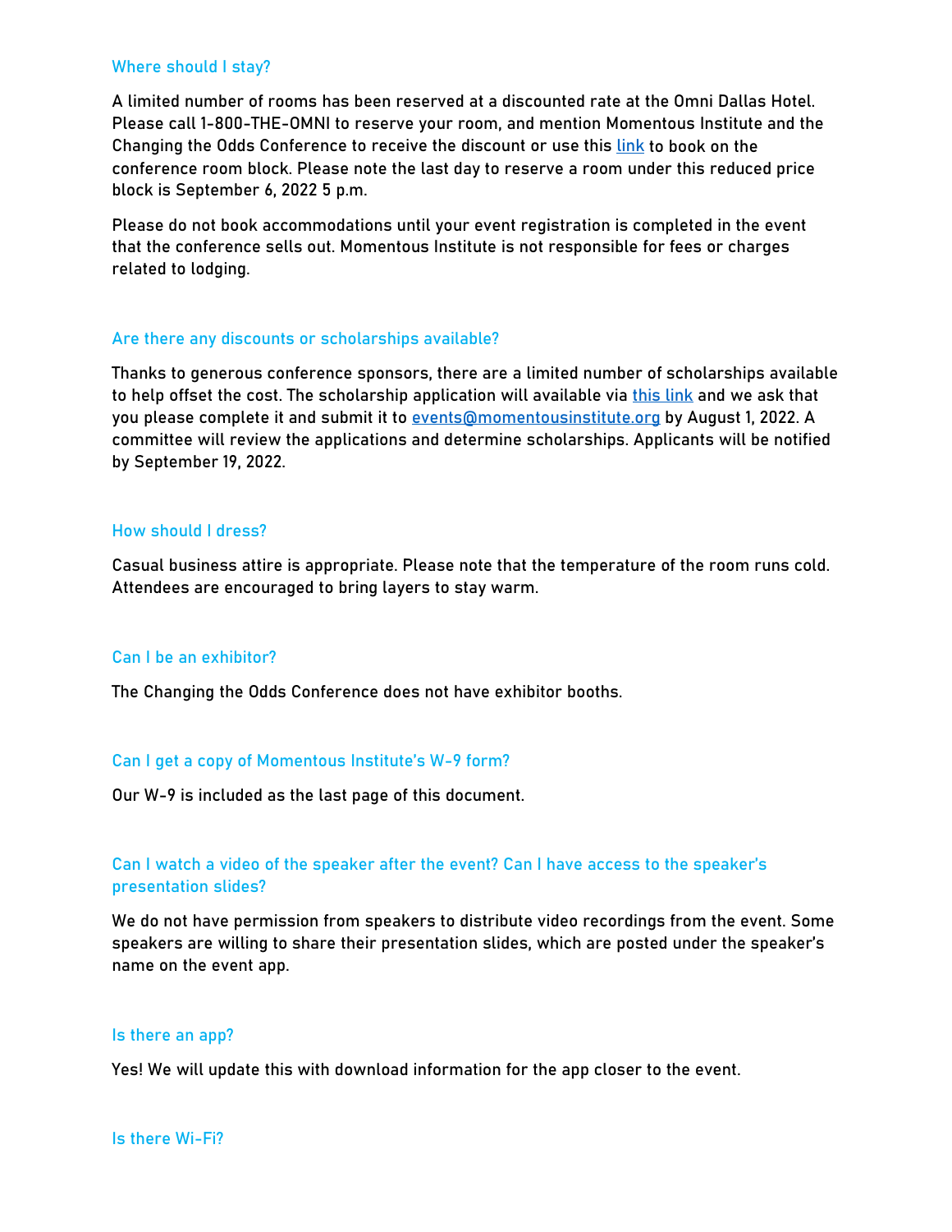### Where should I stay?

A limited number of rooms has been reserved at a discounted rate at the Omni Dallas Hotel. Please call 1-800-THE-OMNI to reserve your room, and mention Momentous Institute and the Changing the Odds Conference to receive the discount or use this [link]() to book on the conference room block. Please note the last day to reserve a room under this reduced price block is September 6, 2022 5 p.m.

Please do not book accommodations until your event registration is completed in the event that the conference sells out. Momentous Institute is not responsible for fees or charges related to lodging.

### Are there any discounts or scholarships available?

Thanks to generous conference sponsors, there are a limited number of scholarships available to help offset the cost. The scholarship application will available via [this link]() and we ask that you please complete it and submit it to [events@momentousinstitute.org](mailto:events@momentousinstitute.org) by August 1, 2022. A committee will review the applications and determine scholarships. Applicants will be notified by September 19, 2022.

### How should I dress?

Casual business attire is appropriate. Please note that the temperature of the room runs cold. Attendees are encouraged to bring layers to stay warm.

### Can I be an exhibitor?

The Changing the Odds Conference does not have exhibitor booths.

### Can I get a copy of Momentous Institute's W-9 form?

Our W-9 is included as the last page of this document.

### Can I watch a video of the speaker after the event? Can I have access to the speaker's presentation slides?

We do not have permission from speakers to distribute video recordings from the event. Some speakers are willing to share their presentation slides, which are posted under the speaker's name on the event app.

### Is there an app?

Yes! We will update this with download information for the app closer to the event.

### Is there Wi-Fi?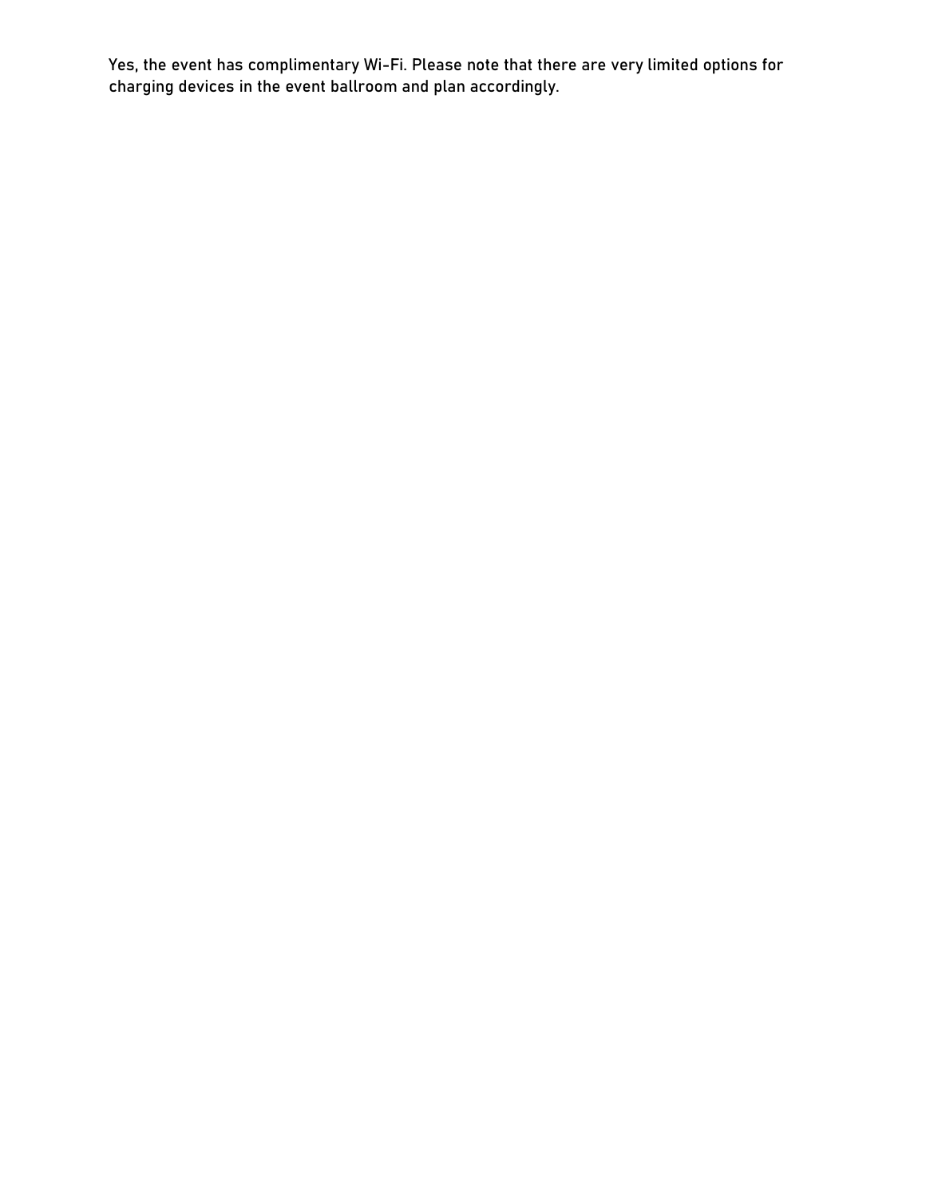Yes, the event has complimentary Wi-Fi. Please note that there are very limited options for charging devices in the event ballroom and plan accordingly.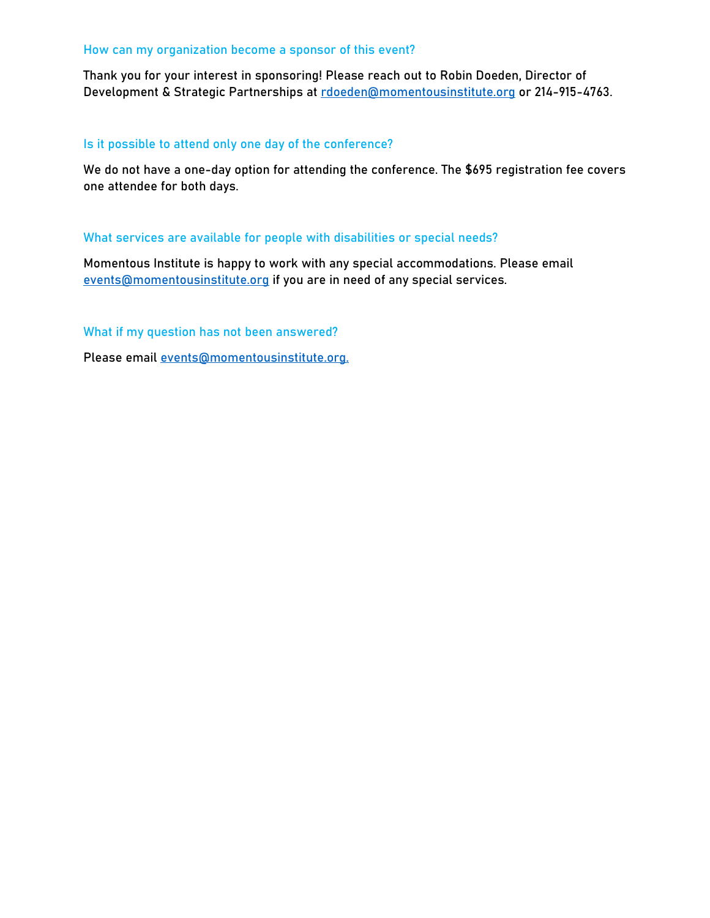### How can my organization become a sponsor of this event?

Thank you for your interest in sponsoring! Please reach out to Robin Doeden, Director of Development & Strategic Partnerships at rdoeden@momentousinstitute.org or 214-915-4763.

### Is it possible to attend only one day of the conference?

We do not have a one-day option for attending the conference. The $695 registration fee covers one attendee for both days.

### What services are available for people with disabilities or special needs?

Momentous Institute is happy to work with any special accommodations. Please email events@momentousinstitute.org if you are in need of any special services.

### What if my question has not been answered?

Please email events@momentousinstitute.org.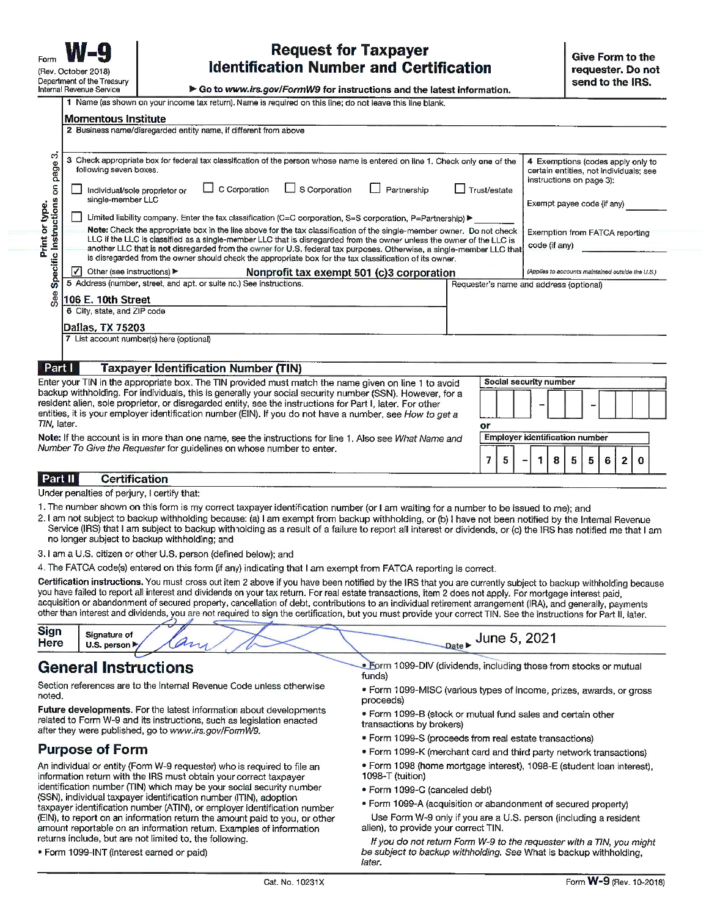Form **W-9**
(Rev. October 2018)
Department of the Treasury
Internal Revenue Service

# Request for Taxpayer Identification Number and Certification

▶ Go to *www.irs.gov/FormW9* for instructions and the latest information.

**Give Form to the requester. Do not send to the IRS.**

Print or type. See Specific Instructions on page 3.

1 Name (as shown on your income tax return). Name is required on this line; do not leave this line blank.

Momentous Institute

2 Business name/disregarded entity name, if different from above

3 Check appropriate box for federal tax classification of the person whose name is entered on line 1. Check only **one** of the following seven boxes.

- ☐ Individual/sole proprietor or single-member LLC
- ☐ C Corporation
- ☐ S Corporation
- ☐ Partnership
- ☐ Trust/estate
- ☐ Limited liability company. Enter the tax classification (C=C corporation, S=S corporation, P=Partnership) ▶

**Note:** Check the appropriate box in the line above for the tax classification of the single-member owner. Do not check LLC if the LLC is classified as a single-member LLC that is disregarded from the owner unless the owner of the LLC is another LLC that is **not** disregarded from the owner for U.S. federal tax purposes. Otherwise, a single-member LLC that is disregarded from the owner should check the appropriate box for the tax classification of its owner.

- ☑ Other (see instructions) ▶ Nonprofit tax exempt 501 (c)3 corporation

4 Exemptions (codes apply only to certain entities, not individuals; see instructions on page 3):

Exempt payee code (if any)

Exemption from FATCA reporting code (if any)

*(Applies to accounts maintained outside the U.S.)*

5 Address (number, street, and apt. or suite no.) See instructions.

106 E. 10th Street

Requester's name and address (optional)

6 City, state, and ZIP code

Dallas, TX 75203

7 List account number(s) here (optional)

## Part I Taxpayer Identification Number (TIN)

Enter your TIN in the appropriate box. The TIN provided must match the name given on line 1 to avoid backup withholding. For individuals, this is generally your social security number (SSN). However, for a resident alien, sole proprietor, or disregarded entity, see the instructions for Part I, later. For other entities, it is your employer identification number (EIN). If you do not have a number, see *How to get a TIN,* later.

**Note:** If the account is in more than one name, see the instructions for line 1. Also see *What Name and Number To Give the Requester* for guidelines on whose number to enter.

**Social security number**

&nbsp;&nbsp;&nbsp;– &nbsp;&nbsp;&nbsp;–

or

**Employer identification number**

75 – 1855620

## Part II Certification

Under penalties of perjury, I certify that:

1. The number shown on this form is my correct taxpayer identification number (or I am waiting for a number to be issued to me); and
2. I am not subject to backup withholding because: (a) I am exempt from backup withholding, or (b) I have not been notified by the Internal Revenue Service (IRS) that I am subject to backup withholding as a result of a failure to report all interest or dividends, or (c) the IRS has notified me that I am no longer subject to backup withholding; and
3. I am a U.S. citizen or other U.S. person (defined below); and
4. The FATCA code(s) entered on this form (if any) indicating that I am exempt from FATCA reporting is correct.

**Certification instructions.** You must cross out item 2 above if you have been notified by the IRS that you are currently subject to backup withholding because you have failed to report all interest and dividends on your tax return. For real estate transactions, item 2 does not apply. For mortgage interest paid, acquisition or abandonment of secured property, cancellation of debt, contributions to an individual retirement arrangement (IRA), and generally, payments other than interest and dividends, you are not required to sign the certification, but you must provide your correct TIN. See the instructions for Part II, later.

**Sign Here** Signature of U.S. person ▶ [signature] Date ▶ June 5, 2021

# General Instructions

Section references are to the Internal Revenue Code unless otherwise noted.

**Future developments.** For the latest information about developments related to Form W-9 and its instructions, such as legislation enacted after they were published, go to *www.irs.gov/FormW9.*

## Purpose of Form

An individual or entity (Form W-9 requester) who is required to file an information return with the IRS must obtain your correct taxpayer identification number (TIN) which may be your social security number (SSN), individual taxpayer identification number (ITIN), adoption taxpayer identification number (ATIN), or employer identification number (EIN), to report on an information return the amount paid to you, or other amount reportable on an information return. Examples of information returns include, but are not limited to, the following.

- Form 1099-INT (interest earned or paid)
- Form 1099-DIV (dividends, including those from stocks or mutual funds)
- Form 1099-MISC (various types of income, prizes, awards, or gross proceeds)
- Form 1099-B (stock or mutual fund sales and certain other transactions by brokers)
- Form 1099-S (proceeds from real estate transactions)
- Form 1099-K (merchant card and third party network transactions)
- Form 1098 (home mortgage interest), 1098-E (student loan interest), 1098-T (tuition)
- Form 1099-C (canceled debt)
- Form 1099-A (acquisition or abandonment of secured property)

Use Form W-9 only if you are a U.S. person (including a resident alien), to provide your correct TIN.

*If you do not return Form W-9 to the requester with a TIN, you might be subject to backup withholding. See* What is backup withholding, *later.*

Cat. No. 10231X

Form **W-9** (Rev. 10-2018)